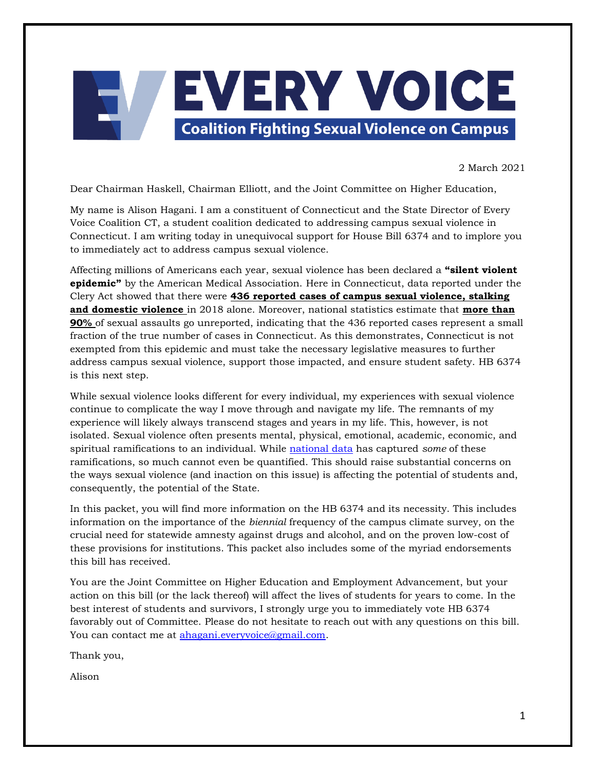# EVERY VOICE

**Coalition Fighting Sexual Violence on Campus**

2 March 2021

Dear Chairman Haskell, Chairman Elliott, and the Joint Committee on Higher Education,

My name is Alison Hagani. I am a constituent of Connecticut and the State Director of Every Voice Coalition CT, a student coalition dedicated to addressing campus sexual violence in Connecticut. I am writing today in unequivocal support for House Bill 6374 and to implore you to immediately act to address campus sexual violence.

Affecting millions of Americans each year, sexual violence has been declared a **"silent violent epidemic"** by the American Medical Association. Here in Connecticut, data reported under the Clery Act showed that there were **436 reported cases of campus sexual violence, stalking and domestic violence** in 2018 alone. Moreover, national statistics estimate that **more than 90%** of sexual assaults go unreported, indicating that the 436 reported cases represent a small fraction of the true number of cases in Connecticut. As this demonstrates, Connecticut is not exempted from this epidemic and must take the necessary legislative measures to further address campus sexual violence, support those impacted, and ensure student safety. HB 6374 is this next step.

While sexual violence looks different for every individual, my experiences with sexual violence continue to complicate the way I move through and navigate my life. The remnants of my experience will likely always transcend stages and years in my life. This, however, is not isolated. Sexual violence often presents mental, physical, emotional, academic, economic, and spiritual ramifications to an individual. While national data has captured *some* of these ramifications, so much cannot even be quantified. This should raise substantial concerns on the ways sexual violence (and inaction on this issue) is affecting the potential of students and, consequently, the potential of the State.

In this packet, you will find more information on the HB 6374 and its necessity. This includes information on the importance of the *biennial* frequency of the campus climate survey, on the crucial need for statewide amnesty against drugs and alcohol, and on the proven low-cost of these provisions for institutions. This packet also includes some of the myriad endorsements this bill has received.

You are the Joint Committee on Higher Education and Employment Advancement, but your action on this bill (or the lack thereof) will affect the lives of students for years to come. In the best interest of students and survivors, I strongly urge you to immediately vote HB 6374 favorably out of Committee. Please do not hesitate to reach out with any questions on this bill. You can contact me at ahagani.everyvoice@gmail.com.

Thank you,

Alison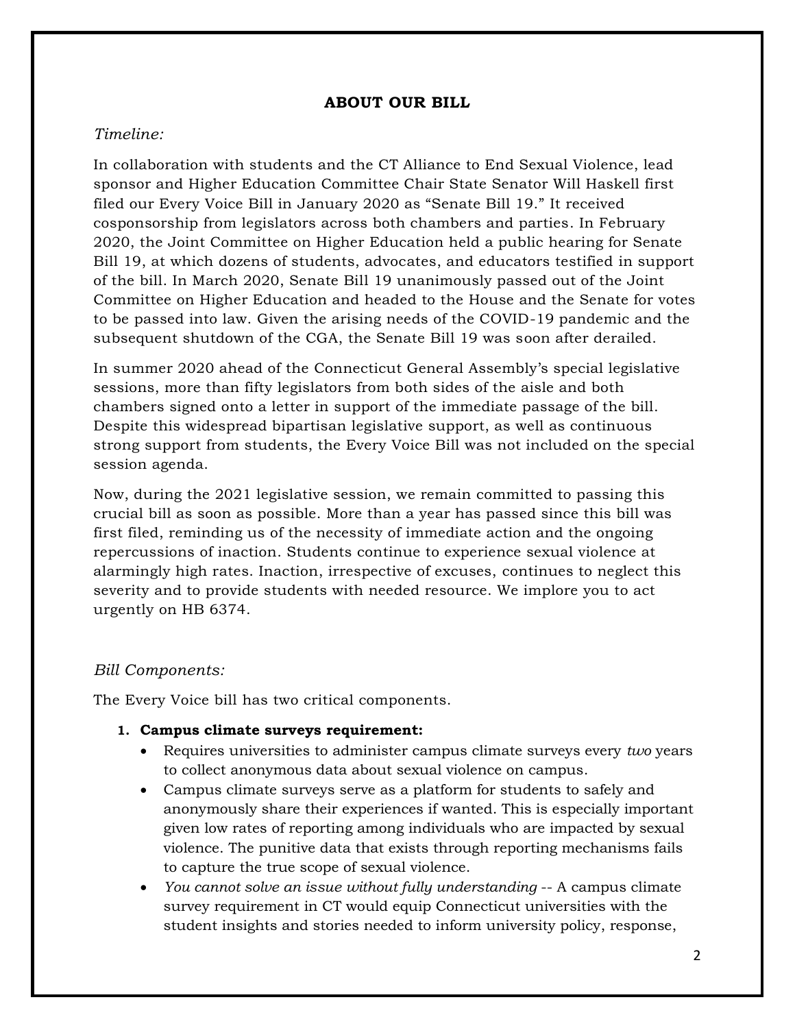## ABOUT OUR BILL

*Timeline:*

In collaboration with students and the CT Alliance to End Sexual Violence, lead sponsor and Higher Education Committee Chair State Senator Will Haskell first filed our Every Voice Bill in January 2020 as "Senate Bill 19." It received cosponsorship from legislators across both chambers and parties. In February 2020, the Joint Committee on Higher Education held a public hearing for Senate Bill 19, at which dozens of students, advocates, and educators testified in support of the bill. In March 2020, Senate Bill 19 unanimously passed out of the Joint Committee on Higher Education and headed to the House and the Senate for votes to be passed into law. Given the arising needs of the COVID-19 pandemic and the subsequent shutdown of the CGA, the Senate Bill 19 was soon after derailed.

In summer 2020 ahead of the Connecticut General Assembly's special legislative sessions, more than fifty legislators from both sides of the aisle and both chambers signed onto a letter in support of the immediate passage of the bill. Despite this widespread bipartisan legislative support, as well as continuous strong support from students, the Every Voice Bill was not included on the special session agenda.

Now, during the 2021 legislative session, we remain committed to passing this crucial bill as soon as possible. More than a year has passed since this bill was first filed, reminding us of the necessity of immediate action and the ongoing repercussions of inaction. Students continue to experience sexual violence at alarmingly high rates. Inaction, irrespective of excuses, continues to neglect this severity and to provide students with needed resource. We implore you to act urgently on HB 6374.

*Bill Components:*

The Every Voice bill has two critical components.

1. **Campus climate surveys requirement:**
   - Requires universities to administer campus climate surveys every *two* years to collect anonymous data about sexual violence on campus.
   - Campus climate surveys serve as a platform for students to safely and anonymously share their experiences if wanted. This is especially important given low rates of reporting among individuals who are impacted by sexual violence. The punitive data that exists through reporting mechanisms fails to capture the true scope of sexual violence.
   - *You cannot solve an issue without fully understanding* -- A campus climate survey requirement in CT would equip Connecticut universities with the student insights and stories needed to inform university policy, response,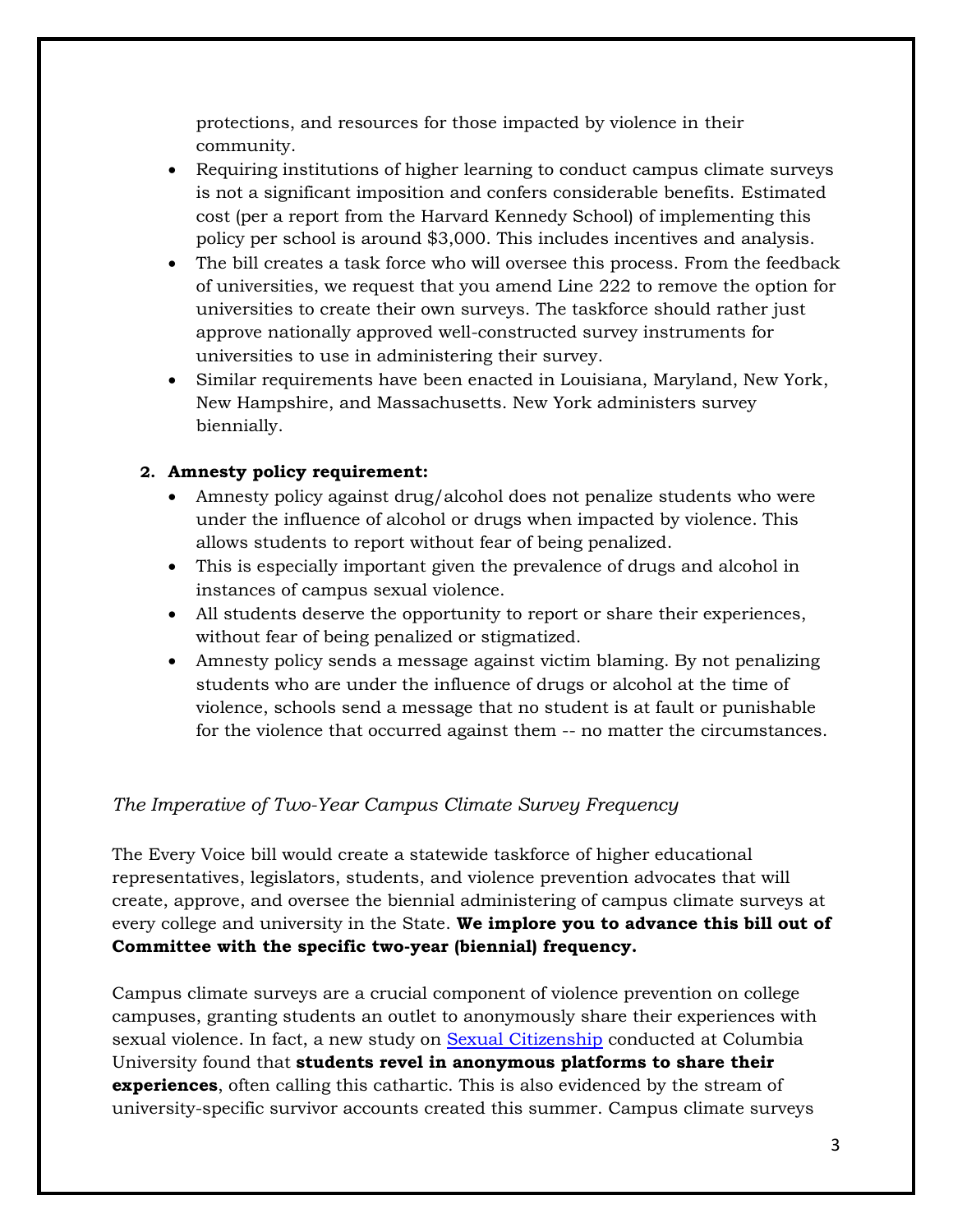protections, and resources for those impacted by violence in their community.

- Requiring institutions of higher learning to conduct campus climate surveys is not a significant imposition and confers considerable benefits. Estimated cost (per a report from the Harvard Kennedy School) of implementing this policy per school is around $3,000. This includes incentives and analysis.
- The bill creates a task force who will oversee this process. From the feedback of universities, we request that you amend Line 222 to remove the option for universities to create their own surveys. The taskforce should rather just approve nationally approved well-constructed survey instruments for universities to use in administering their survey.
- Similar requirements have been enacted in Louisiana, Maryland, New York, New Hampshire, and Massachusetts. New York administers survey biennially.

2. **Amnesty policy requirement:**
   - Amnesty policy against drug/alcohol does not penalize students who were under the influence of alcohol or drugs when impacted by violence. This allows students to report without fear of being penalized.
   - This is especially important given the prevalence of drugs and alcohol in instances of campus sexual violence.
   - All students deserve the opportunity to report or share their experiences, without fear of being penalized or stigmatized.
   - Amnesty policy sends a message against victim blaming. By not penalizing students who are under the influence of drugs or alcohol at the time of violence, schools send a message that no student is at fault or punishable for the violence that occurred against them -- no matter the circumstances.

*The Imperative of Two-Year Campus Climate Survey Frequency*

The Every Voice bill would create a statewide taskforce of higher educational representatives, legislators, students, and violence prevention advocates that will create, approve, and oversee the biennial administering of campus climate surveys at every college and university in the State. **We implore you to advance this bill out of Committee with the specific two-year (biennial) frequency.**

Campus climate surveys are a crucial component of violence prevention on college campuses, granting students an outlet to anonymously share their experiences with sexual violence. In fact, a new study on Sexual Citizenship conducted at Columbia University found that **students revel in anonymous platforms to share their experiences**, often calling this cathartic. This is also evidenced by the stream of university-specific survivor accounts created this summer. Campus climate surveys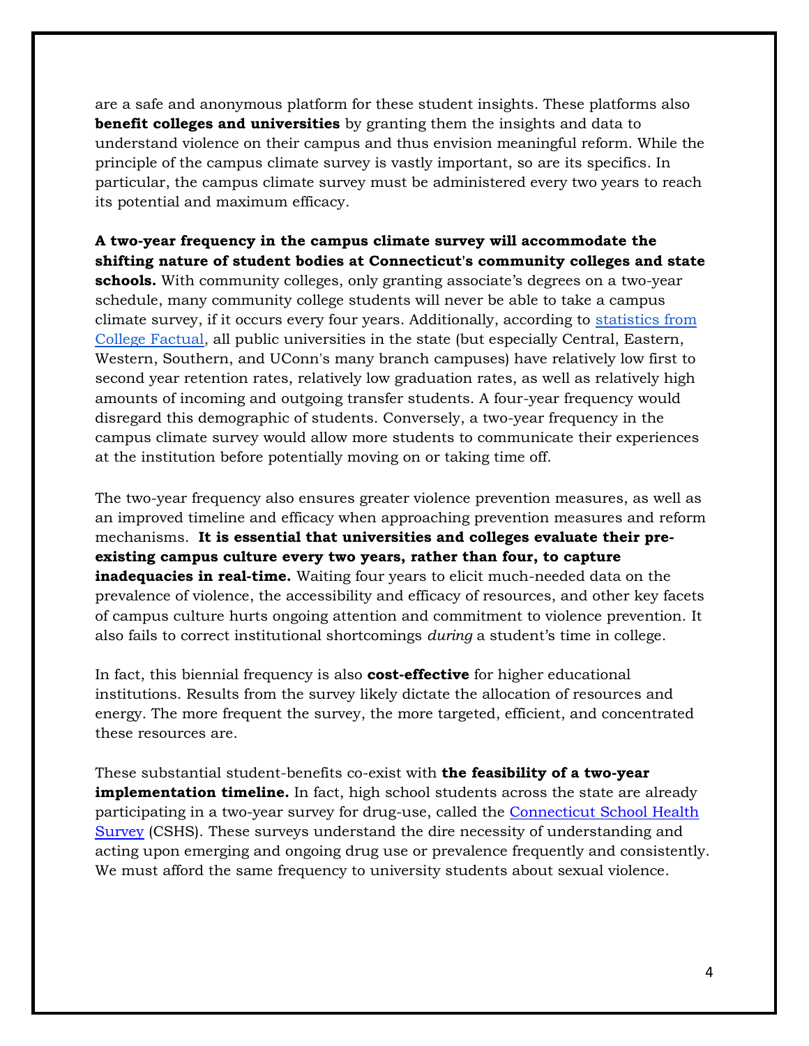are a safe and anonymous platform for these student insights. These platforms also **benefit colleges and universities** by granting them the insights and data to understand violence on their campus and thus envision meaningful reform. While the principle of the campus climate survey is vastly important, so are its specifics. In particular, the campus climate survey must be administered every two years to reach its potential and maximum efficacy.

**A two-year frequency in the campus climate survey will accommodate the shifting nature of student bodies at Connecticut's community colleges and state schools.** With community colleges, only granting associate's degrees on a two-year schedule, many community college students will never be able to take a campus climate survey, if it occurs every four years. Additionally, according to [statistics from College Factual](), all public universities in the state (but especially Central, Eastern, Western, Southern, and UConn's many branch campuses) have relatively low first to second year retention rates, relatively low graduation rates, as well as relatively high amounts of incoming and outgoing transfer students. A four-year frequency would disregard this demographic of students. Conversely, a two-year frequency in the campus climate survey would allow more students to communicate their experiences at the institution before potentially moving on or taking time off.

The two-year frequency also ensures greater violence prevention measures, as well as an improved timeline and efficacy when approaching prevention measures and reform mechanisms. **It is essential that universities and colleges evaluate their pre-existing campus culture every two years, rather than four, to capture inadequacies in real-time.** Waiting four years to elicit much-needed data on the prevalence of violence, the accessibility and efficacy of resources, and other key facets of campus culture hurts ongoing attention and commitment to violence prevention. It also fails to correct institutional shortcomings *during* a student's time in college.

In fact, this biennial frequency is also **cost-effective** for higher educational institutions. Results from the survey likely dictate the allocation of resources and energy. The more frequent the survey, the more targeted, efficient, and concentrated these resources are.

These substantial student-benefits co-exist with **the feasibility of a two-year implementation timeline.** In fact, high school students across the state are already participating in a two-year survey for drug-use, called the [Connecticut School Health Survey]() (CSHS). These surveys understand the dire necessity of understanding and acting upon emerging and ongoing drug use or prevalence frequently and consistently. We must afford the same frequency to university students about sexual violence.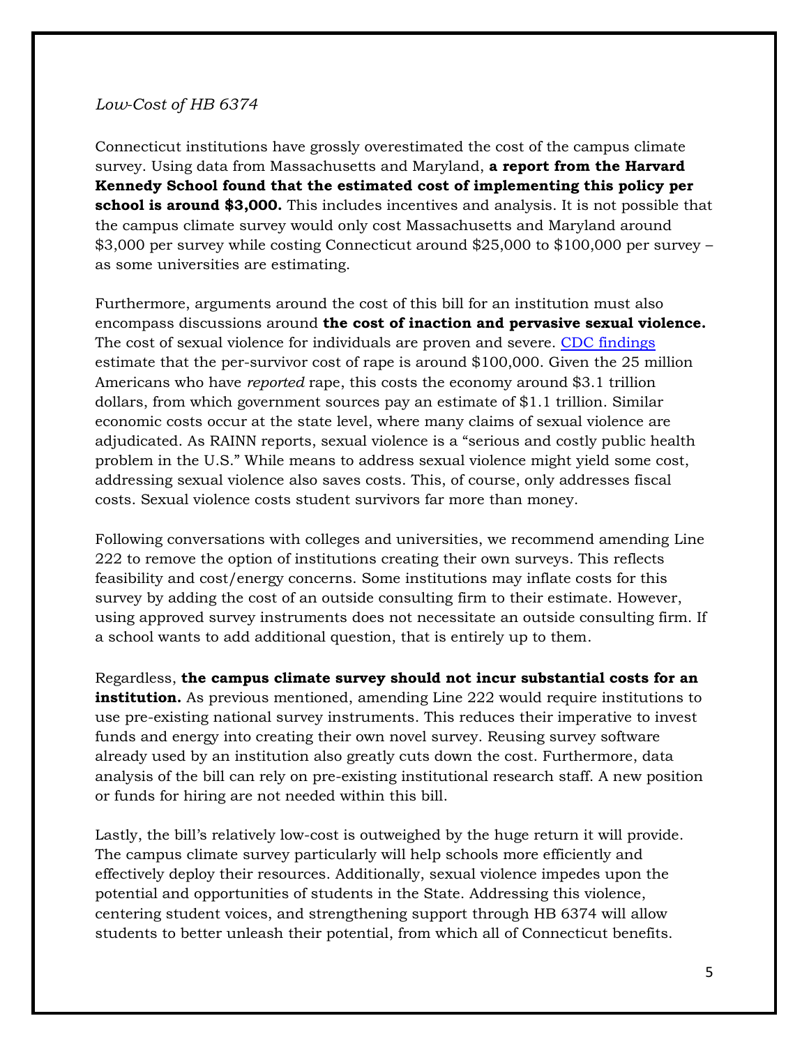*Low-Cost of HB 6374*

Connecticut institutions have grossly overestimated the cost of the campus climate survey. Using data from Massachusetts and Maryland, **a report from the Harvard Kennedy School found that the estimated cost of implementing this policy per school is around $3,000.** This includes incentives and analysis. It is not possible that the campus climate survey would only cost Massachusetts and Maryland around $3,000 per survey while costing Connecticut around $25,000 to $100,000 per survey – as some universities are estimating.

Furthermore, arguments around the cost of this bill for an institution must also encompass discussions around **the cost of inaction and pervasive sexual violence.** The cost of sexual violence for individuals are proven and severe. CDC findings estimate that the per-survivor cost of rape is around $100,000. Given the 25 million Americans who have *reported* rape, this costs the economy around $3.1 trillion dollars, from which government sources pay an estimate of $1.1 trillion. Similar economic costs occur at the state level, where many claims of sexual violence are adjudicated. As RAINN reports, sexual violence is a "serious and costly public health problem in the U.S." While means to address sexual violence might yield some cost, addressing sexual violence also saves costs. This, of course, only addresses fiscal costs. Sexual violence costs student survivors far more than money.

Following conversations with colleges and universities, we recommend amending Line 222 to remove the option of institutions creating their own surveys. This reflects feasibility and cost/energy concerns. Some institutions may inflate costs for this survey by adding the cost of an outside consulting firm to their estimate. However, using approved survey instruments does not necessitate an outside consulting firm. If a school wants to add additional question, that is entirely up to them.

Regardless, **the campus climate survey should not incur substantial costs for an institution.** As previous mentioned, amending Line 222 would require institutions to use pre-existing national survey instruments. This reduces their imperative to invest funds and energy into creating their own novel survey. Reusing survey software already used by an institution also greatly cuts down the cost. Furthermore, data analysis of the bill can rely on pre-existing institutional research staff. A new position or funds for hiring are not needed within this bill.

Lastly, the bill's relatively low-cost is outweighed by the huge return it will provide. The campus climate survey particularly will help schools more efficiently and effectively deploy their resources. Additionally, sexual violence impedes upon the potential and opportunities of students in the State. Addressing this violence, centering student voices, and strengthening support through HB 6374 will allow students to better unleash their potential, from which all of Connecticut benefits.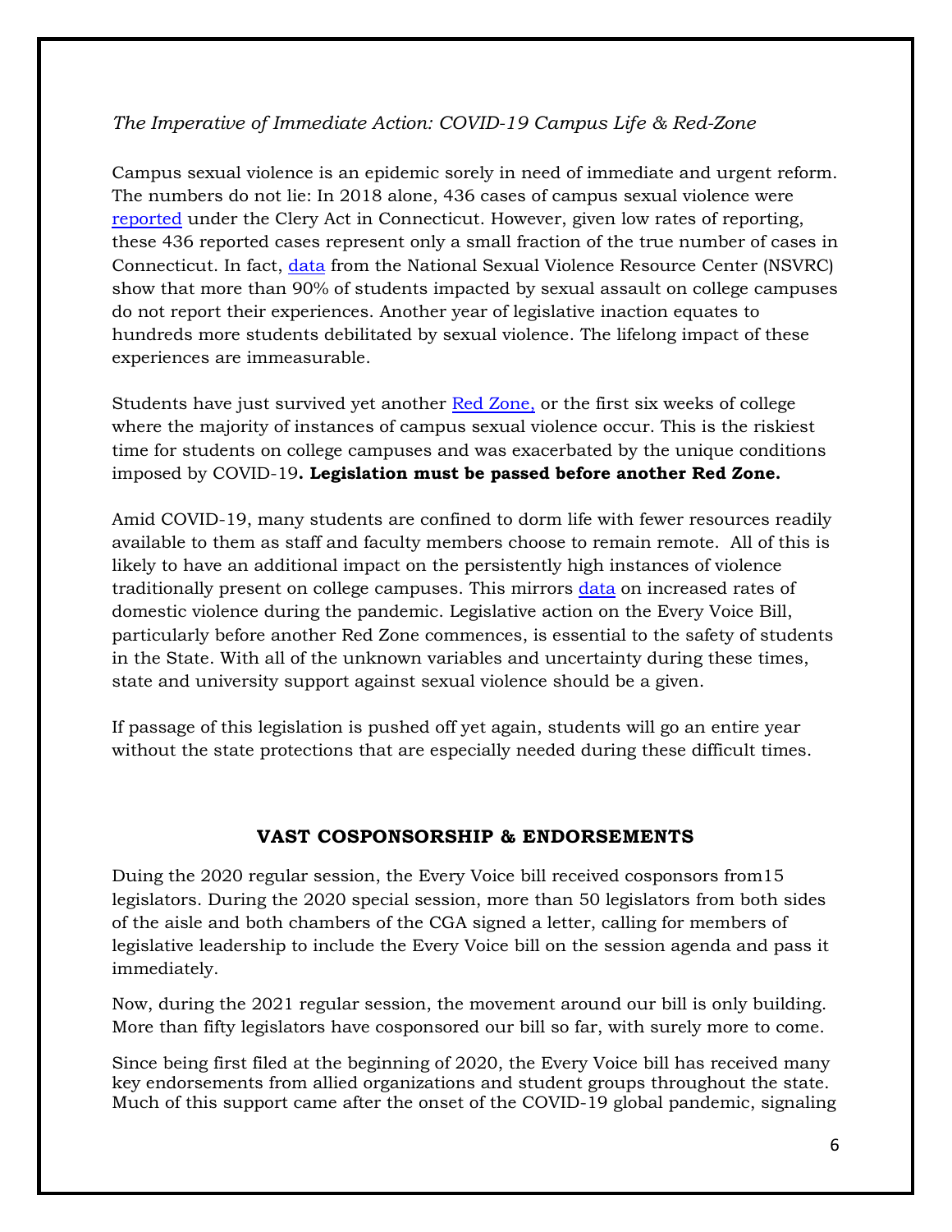*The Imperative of Immediate Action: COVID-19 Campus Life & Red-Zone*

Campus sexual violence is an epidemic sorely in need of immediate and urgent reform. The numbers do not lie: In 2018 alone, 436 cases of campus sexual violence were reported under the Clery Act in Connecticut. However, given low rates of reporting, these 436 reported cases represent only a small fraction of the true number of cases in Connecticut. In fact, data from the National Sexual Violence Resource Center (NSVRC) show that more than 90% of students impacted by sexual assault on college campuses do not report their experiences. Another year of legislative inaction equates to hundreds more students debilitated by sexual violence. The lifelong impact of these experiences are immeasurable.

Students have just survived yet another Red Zone, or the first six weeks of college where the majority of instances of campus sexual violence occur. This is the riskiest time for students on college campuses and was exacerbated by the unique conditions imposed by COVID-19**. Legislation must be passed before another Red Zone.**

Amid COVID-19, many students are confined to dorm life with fewer resources readily available to them as staff and faculty members choose to remain remote. All of this is likely to have an additional impact on the persistently high instances of violence traditionally present on college campuses. This mirrors data on increased rates of domestic violence during the pandemic. Legislative action on the Every Voice Bill, particularly before another Red Zone commences, is essential to the safety of students in the State. With all of the unknown variables and uncertainty during these times, state and university support against sexual violence should be a given.

If passage of this legislation is pushed off yet again, students will go an entire year without the state protections that are especially needed during these difficult times.

## VAST COSPONSORSHIP & ENDORSEMENTS

Duing the 2020 regular session, the Every Voice bill received cosponsors from15 legislators. During the 2020 special session, more than 50 legislators from both sides of the aisle and both chambers of the CGA signed a letter, calling for members of legislative leadership to include the Every Voice bill on the session agenda and pass it immediately.

Now, during the 2021 regular session, the movement around our bill is only building. More than fifty legislators have cosponsored our bill so far, with surely more to come.

Since being first filed at the beginning of 2020, the Every Voice bill has received many key endorsements from allied organizations and student groups throughout the state. Much of this support came after the onset of the COVID-19 global pandemic, signaling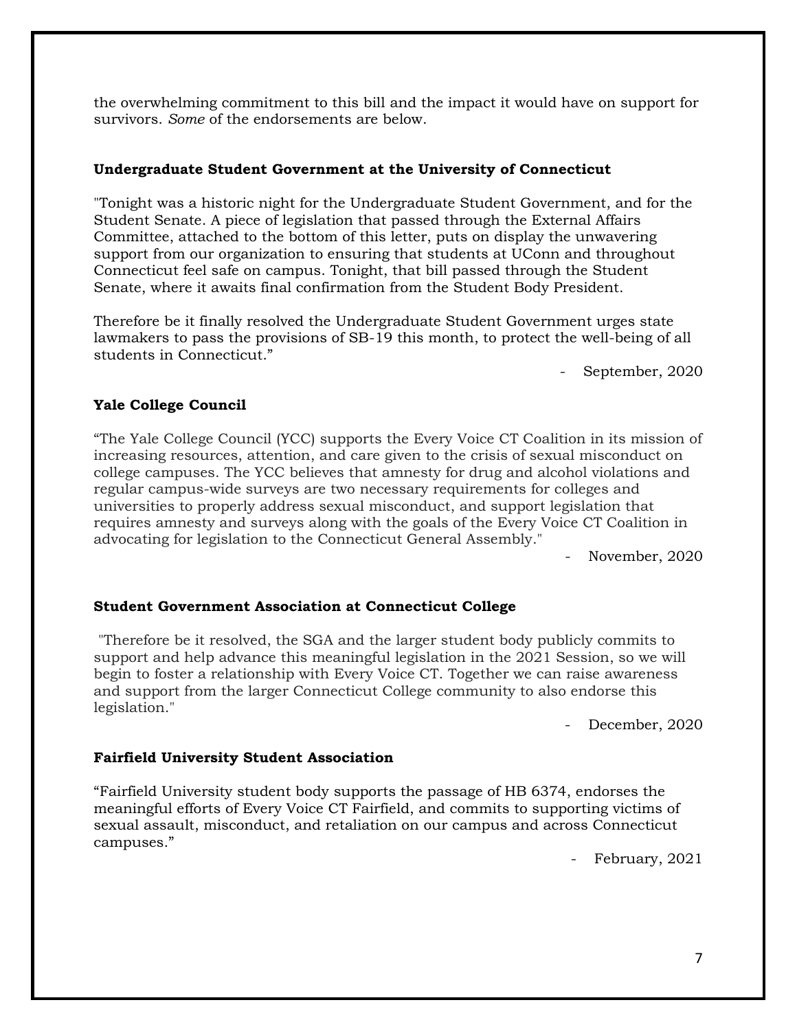the overwhelming commitment to this bill and the impact it would have on support for survivors. *Some* of the endorsements are below.

**Undergraduate Student Government at the University of Connecticut**

"Tonight was a historic night for the Undergraduate Student Government, and for the Student Senate. A piece of legislation that passed through the External Affairs Committee, attached to the bottom of this letter, puts on display the unwavering support from our organization to ensuring that students at UConn and throughout Connecticut feel safe on campus. Tonight, that bill passed through the Student Senate, where it awaits final confirmation from the Student Body President.

Therefore be it finally resolved the Undergraduate Student Government urges state lawmakers to pass the provisions of SB-19 this month, to protect the well-being of all students in Connecticut."

- September, 2020

**Yale College Council**

"The Yale College Council (YCC) supports the Every Voice CT Coalition in its mission of increasing resources, attention, and care given to the crisis of sexual misconduct on college campuses. The YCC believes that amnesty for drug and alcohol violations and regular campus-wide surveys are two necessary requirements for colleges and universities to properly address sexual misconduct, and support legislation that requires amnesty and surveys along with the goals of the Every Voice CT Coalition in advocating for legislation to the Connecticut General Assembly."

- November, 2020

**Student Government Association at Connecticut College**

"Therefore be it resolved, the SGA and the larger student body publicly commits to support and help advance this meaningful legislation in the 2021 Session, so we will begin to foster a relationship with Every Voice CT. Together we can raise awareness and support from the larger Connecticut College community to also endorse this legislation."

- December, 2020

**Fairfield University Student Association**

"Fairfield University student body supports the passage of HB 6374, endorses the meaningful efforts of Every Voice CT Fairfield, and commits to supporting victims of sexual assault, misconduct, and retaliation on our campus and across Connecticut campuses."

- February, 2021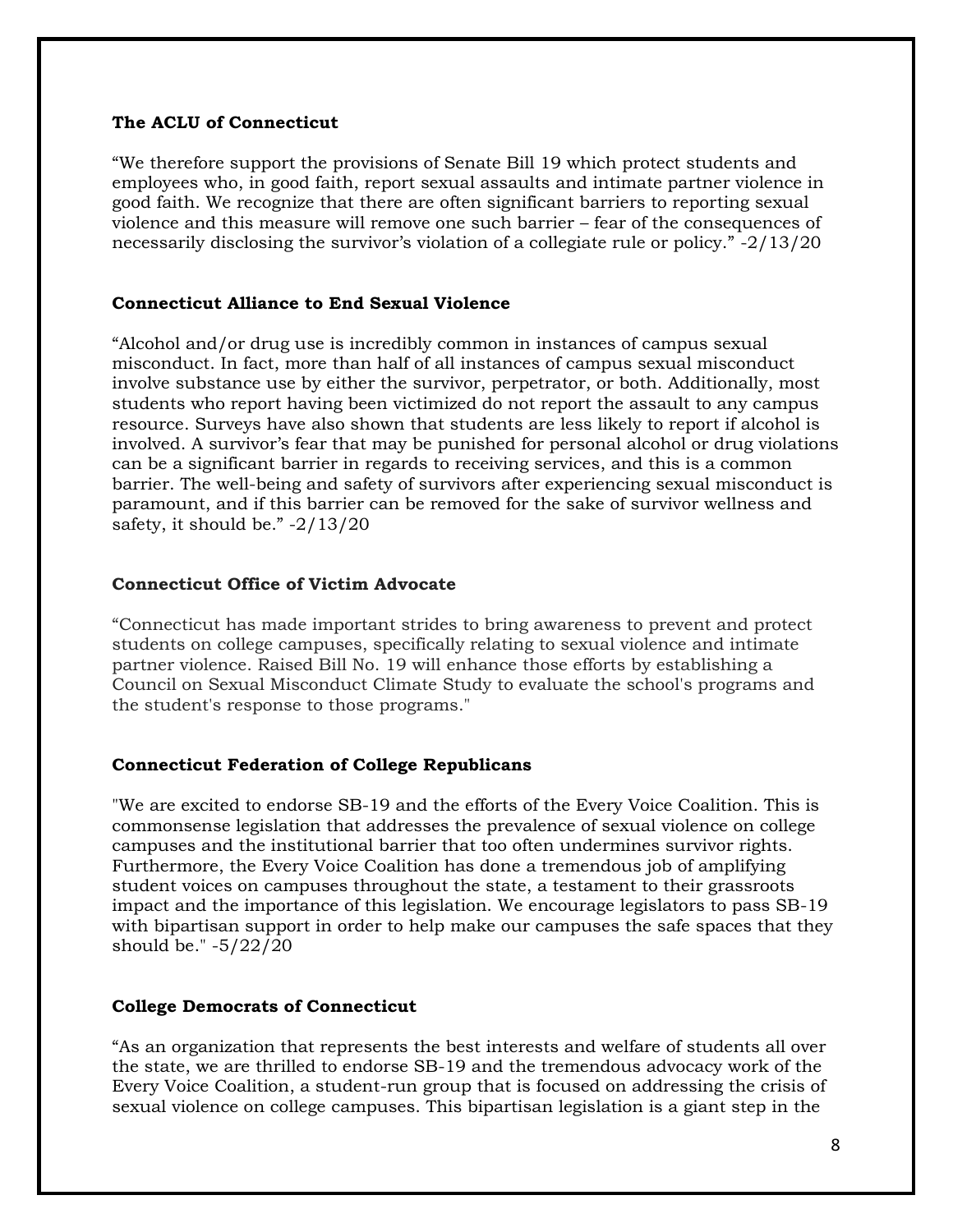**The ACLU of Connecticut**

"We therefore support the provisions of Senate Bill 19 which protect students and employees who, in good faith, report sexual assaults and intimate partner violence in good faith. We recognize that there are often significant barriers to reporting sexual violence and this measure will remove one such barrier – fear of the consequences of necessarily disclosing the survivor's violation of a collegiate rule or policy." -2/13/20

**Connecticut Alliance to End Sexual Violence**

"Alcohol and/or drug use is incredibly common in instances of campus sexual misconduct. In fact, more than half of all instances of campus sexual misconduct involve substance use by either the survivor, perpetrator, or both. Additionally, most students who report having been victimized do not report the assault to any campus resource. Surveys have also shown that students are less likely to report if alcohol is involved. A survivor's fear that may be punished for personal alcohol or drug violations can be a significant barrier in regards to receiving services, and this is a common barrier. The well-being and safety of survivors after experiencing sexual misconduct is paramount, and if this barrier can be removed for the sake of survivor wellness and safety, it should be." -2/13/20

**Connecticut Office of Victim Advocate**

"Connecticut has made important strides to bring awareness to prevent and protect students on college campuses, specifically relating to sexual violence and intimate partner violence. Raised Bill No. 19 will enhance those efforts by establishing a Council on Sexual Misconduct Climate Study to evaluate the school's programs and the student's response to those programs."

**Connecticut Federation of College Republicans**

"We are excited to endorse SB-19 and the efforts of the Every Voice Coalition. This is commonsense legislation that addresses the prevalence of sexual violence on college campuses and the institutional barrier that too often undermines survivor rights. Furthermore, the Every Voice Coalition has done a tremendous job of amplifying student voices on campuses throughout the state, a testament to their grassroots impact and the importance of this legislation. We encourage legislators to pass SB-19 with bipartisan support in order to help make our campuses the safe spaces that they should be." -5/22/20

**College Democrats of Connecticut**

"As an organization that represents the best interests and welfare of students all over the state, we are thrilled to endorse SB-19 and the tremendous advocacy work of the Every Voice Coalition, a student-run group that is focused on addressing the crisis of sexual violence on college campuses. This bipartisan legislation is a giant step in the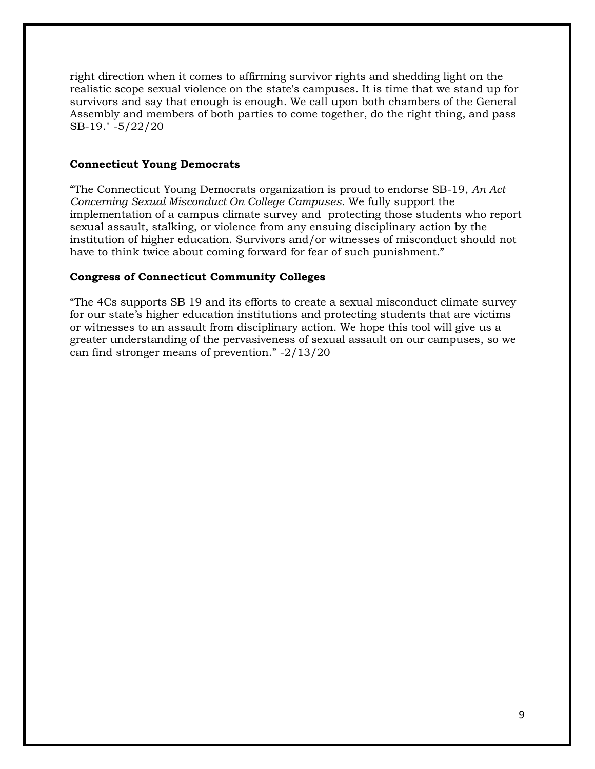right direction when it comes to affirming survivor rights and shedding light on the realistic scope sexual violence on the state's campuses. It is time that we stand up for survivors and say that enough is enough. We call upon both chambers of the General Assembly and members of both parties to come together, do the right thing, and pass SB-19." -5/22/20

**Connecticut Young Democrats**

"The Connecticut Young Democrats organization is proud to endorse SB-19, *An Act Concerning Sexual Misconduct On College Campuses*. We fully support the implementation of a campus climate survey and protecting those students who report sexual assault, stalking, or violence from any ensuing disciplinary action by the institution of higher education. Survivors and/or witnesses of misconduct should not have to think twice about coming forward for fear of such punishment."

**Congress of Connecticut Community Colleges**

"The 4Cs supports SB 19 and its efforts to create a sexual misconduct climate survey for our state's higher education institutions and protecting students that are victims or witnesses to an assault from disciplinary action. We hope this tool will give us a greater understanding of the pervasiveness of sexual assault on our campuses, so we can find stronger means of prevention." -2/13/20